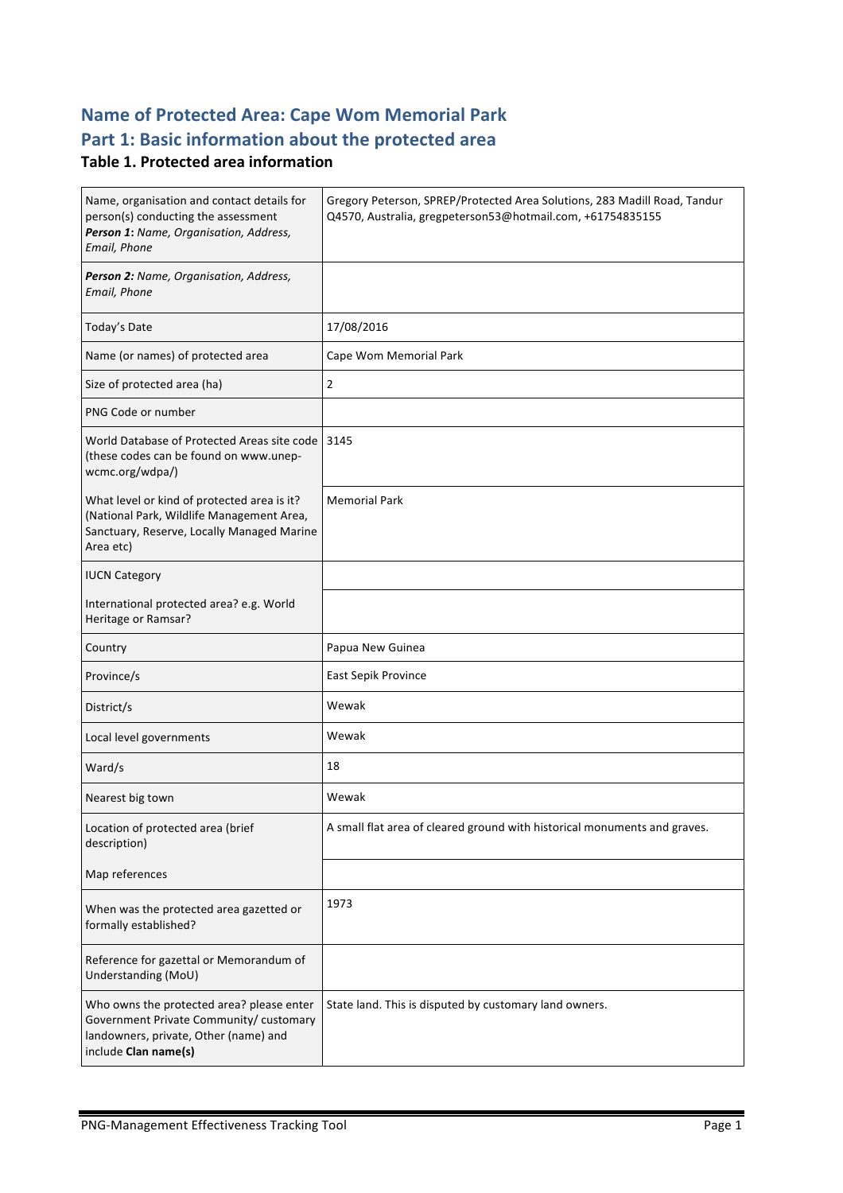# Name of Protected Area: Cape Wom Memorial Park

## Part 1: Basic information about the protected area

### Table 1. Protected area information

| | |
|---|---|
| Name, organisation and contact details for person(s) conducting the assessment ***Person 1:** Name, Organisation, Address, Email, Phone* | Gregory Peterson, SPREP/Protected Area Solutions, 283 Madill Road, Tandur Q4570, Australia, gregpeterson53@hotmail.com, +61754835155 |
| ***Person 2:** Name, Organisation, Address, Email, Phone* | |
| Today's Date | 17/08/2016 |
| Name (or names) of protected area | Cape Wom Memorial Park |
| Size of protected area (ha) | 2 |
| PNG Code or number | |
| World Database of Protected Areas site code (these codes can be found on www.unep-wcmc.org/wdpa/) | 3145 |
| What level or kind of protected area is it? (National Park, Wildlife Management Area, Sanctuary, Reserve, Locally Managed Marine Area etc) | Memorial Park |
| IUCN Category | |
| International protected area? e.g. World Heritage or Ramsar? | |
| Country | Papua New Guinea |
| Province/s | East Sepik Province |
| District/s | Wewak |
| Local level governments | Wewak |
| Ward/s | 18 |
| Nearest big town | Wewak |
| Location of protected area (brief description) | A small flat area of cleared ground with historical monuments and graves. |
| Map references | |
| When was the protected area gazetted or formally established? | 1973 |
| Reference for gazettal or Memorandum of Understanding (MoU) | |
| Who owns the protected area? please enter Government Private Community/ customary landowners, private, Other (name) and include **Clan name(s)** | State land. This is disputed by customary land owners. |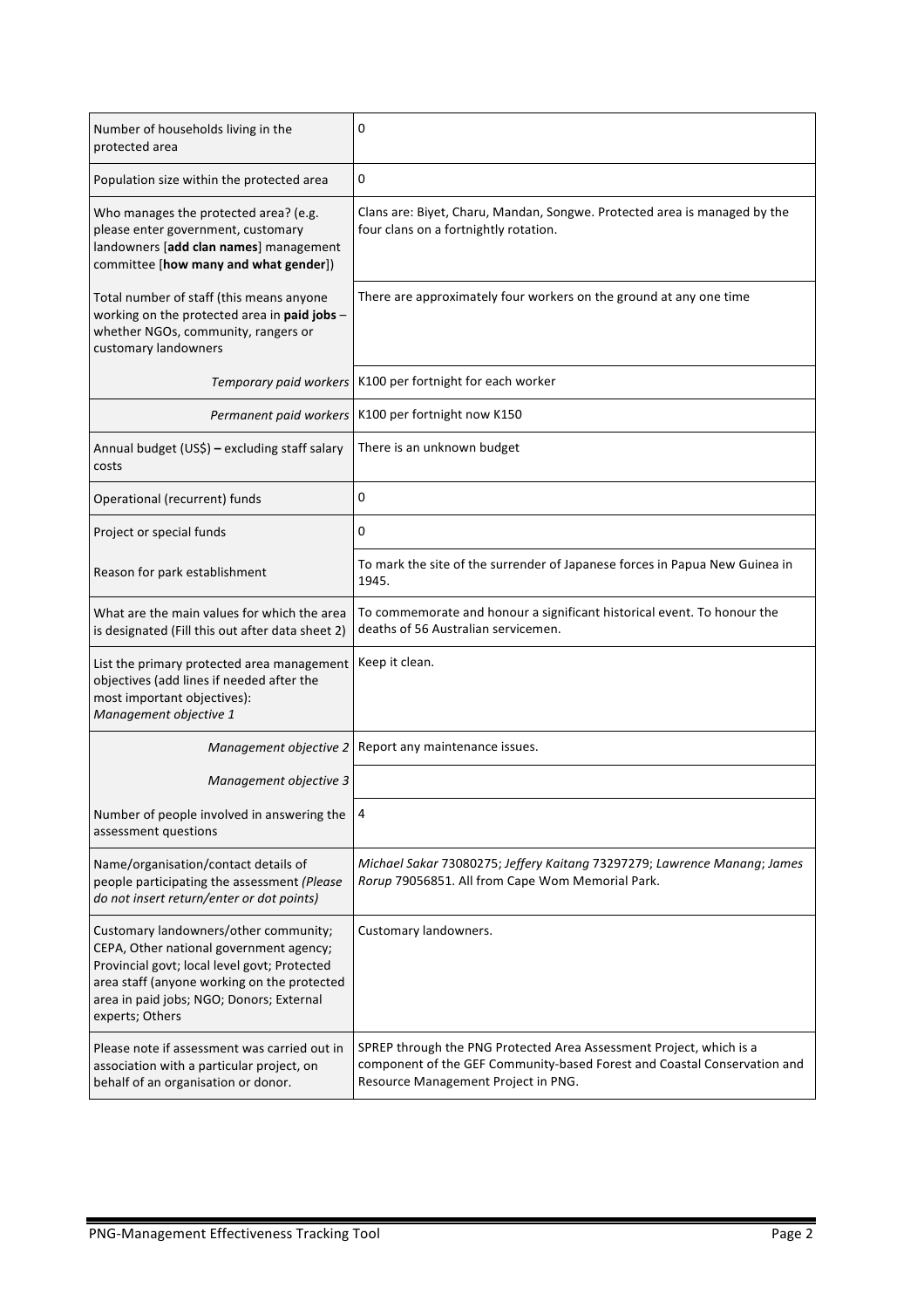| | |
|---|---|
| Number of households living in the protected area | 0 |
| Population size within the protected area | 0 |
| Who manages the protected area? (e.g. please enter government, customary landowners [**add clan names**] management committee [**how many and what gender**]) | Clans are: Biyet, Charu, Mandan, Songwe. Protected area is managed by the four clans on a fortnightly rotation. |
| Total number of staff (this means anyone working on the protected area in **paid jobs** – whether NGOs, community, rangers or customary landowners | There are approximately four workers on the ground at any one time |
| *Temporary paid workers* | K100 per fortnight for each worker |
| *Permanent paid workers* | K100 per fortnight now K150 |
| Annual budget (US$) **–** excluding staff salary costs | There is an unknown budget |
| Operational (recurrent) funds | 0 |
| Project or special funds | 0 |
| Reason for park establishment | To mark the site of the surrender of Japanese forces in Papua New Guinea in 1945. |
| What are the main values for which the area is designated (Fill this out after data sheet 2) | To commemorate and honour a significant historical event. To honour the deaths of 56 Australian servicemen. |
| List the primary protected area management objectives (add lines if needed after the most important objectives): *Management objective 1* | Keep it clean. |
| *Management objective 2* | Report any maintenance issues. |
| *Management objective 3* | |
| Number of people involved in answering the assessment questions | 4 |
| Name/organisation/contact details of people participating the assessment *(Please do not insert return/enter or dot points)* | *Michael Sakar* 73080275; *Jeffery Kaitang* 73297279; *Lawrence Manang*; *James Rorup* 79056851. All from Cape Wom Memorial Park. |
| Customary landowners/other community; CEPA, Other national government agency; Provincial govt; local level govt; Protected area staff (anyone working on the protected area in paid jobs; NGO; Donors; External experts; Others | Customary landowners. |
| Please note if assessment was carried out in association with a particular project, on behalf of an organisation or donor. | SPREP through the PNG Protected Area Assessment Project, which is a component of the GEF Community-based Forest and Coastal Conservation and Resource Management Project in PNG. |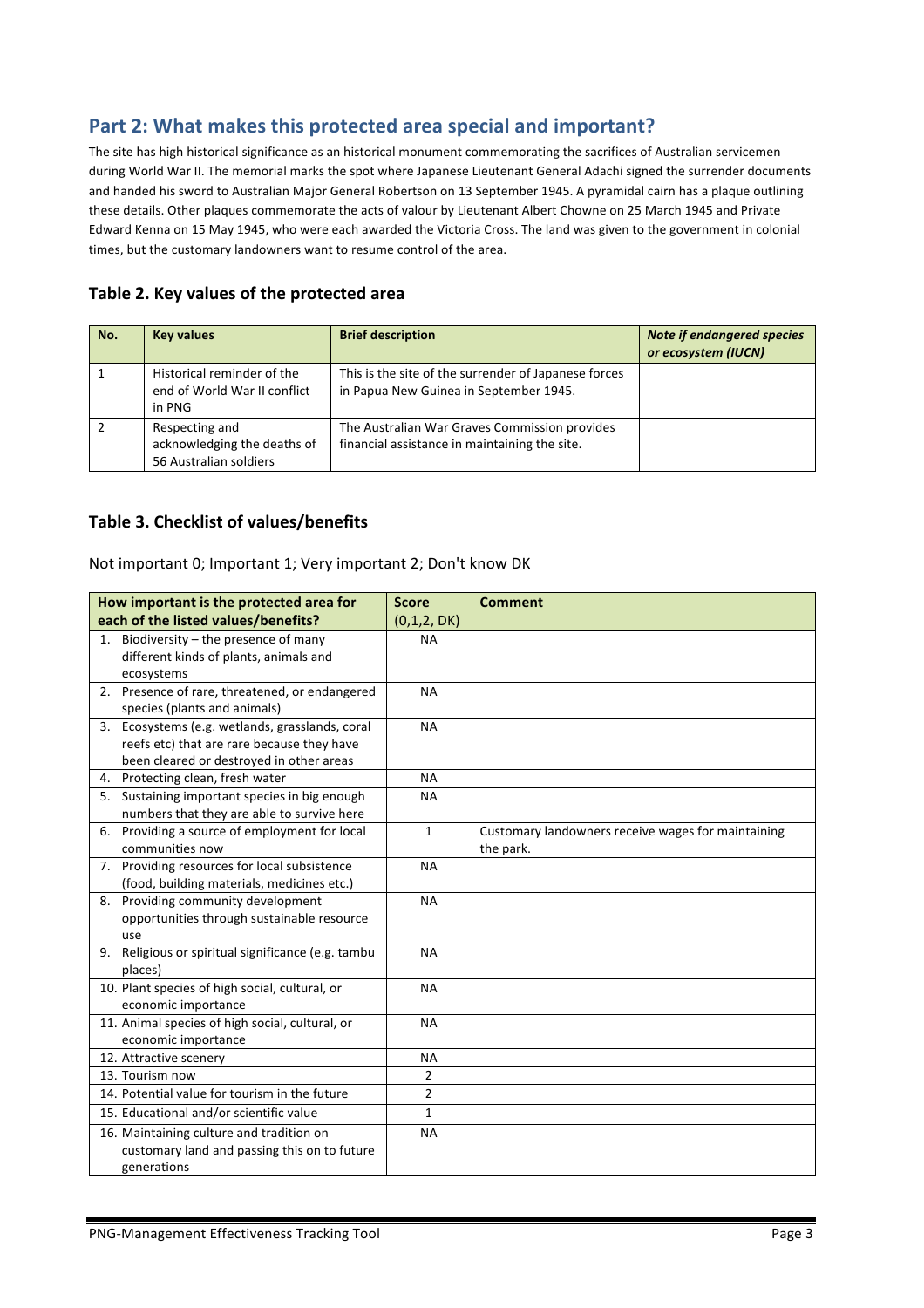## Part 2: What makes this protected area special and important?

The site has high historical significance as an historical monument commemorating the sacrifices of Australian servicemen during World War II. The memorial marks the spot where Japanese Lieutenant General Adachi signed the surrender documents and handed his sword to Australian Major General Robertson on 13 September 1945. A pyramidal cairn has a plaque outlining these details. Other plaques commemorate the acts of valour by Lieutenant Albert Chowne on 25 March 1945 and Private Edward Kenna on 15 May 1945, who were each awarded the Victoria Cross. The land was given to the government in colonial times, but the customary landowners want to resume control of the area.

### Table 2. Key values of the protected area

| No. | Key values | Brief description | *Note if endangered species or ecosystem (IUCN)* |
|---|---|---|---|
| 1 | Historical reminder of the end of World War II conflict in PNG | This is the site of the surrender of Japanese forces in Papua New Guinea in September 1945. | |
| 2 | Respecting and acknowledging the deaths of 56 Australian soldiers | The Australian War Graves Commission provides financial assistance in maintaining the site. | |

### Table 3. Checklist of values/benefits

Not important 0; Important 1; Very important 2; Don't know DK

| How important is the protected area for each of the listed values/benefits? | Score (0,1,2, DK) | Comment |
|---|---|---|
| 1. Biodiversity – the presence of many different kinds of plants, animals and ecosystems | NA | |
| 2. Presence of rare, threatened, or endangered species (plants and animals) | NA | |
| 3. Ecosystems (e.g. wetlands, grasslands, coral reefs etc) that are rare because they have been cleared or destroyed in other areas | NA | |
| 4. Protecting clean, fresh water | NA | |
| 5. Sustaining important species in big enough numbers that they are able to survive here | NA | |
| 6. Providing a source of employment for local communities now | 1 | Customary landowners receive wages for maintaining the park. |
| 7. Providing resources for local subsistence (food, building materials, medicines etc.) | NA | |
| 8. Providing community development opportunities through sustainable resource use | NA | |
| 9. Religious or spiritual significance (e.g. tambu places) | NA | |
| 10. Plant species of high social, cultural, or economic importance | NA | |
| 11. Animal species of high social, cultural, or economic importance | NA | |
| 12. Attractive scenery | NA | |
| 13. Tourism now | 2 | |
| 14. Potential value for tourism in the future | 2 | |
| 15. Educational and/or scientific value | 1 | |
| 16. Maintaining culture and tradition on customary land and passing this on to future generations | NA | |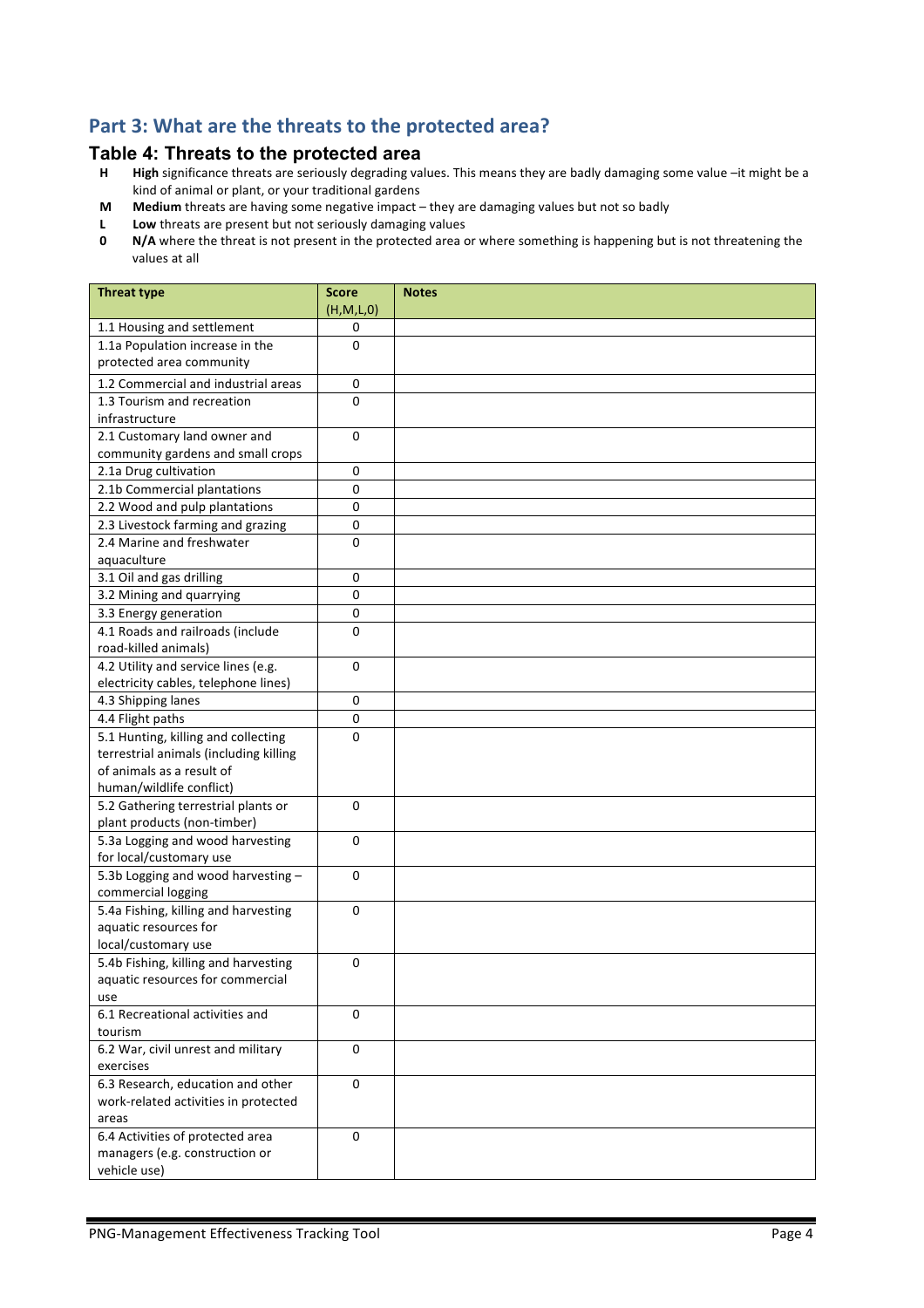## Part 3: What are the threats to the protected area?

### Table 4: Threats to the protected area

- **H** **High** significance threats are seriously degrading values. This means they are badly damaging some value –it might be a kind of animal or plant, or your traditional gardens
- **M** **Medium** threats are having some negative impact – they are damaging values but not so badly
- **L** **Low** threats are present but not seriously damaging values
- **0** **N/A** where the threat is not present in the protected area or where something is happening but is not threatening the values at all

| Threat type | Score (H,M,L,0) | Notes |
|---|---|---|
| 1.1 Housing and settlement | 0 | |
| 1.1a Population increase in the protected area community | 0 | |
| 1.2 Commercial and industrial areas | 0 | |
| 1.3 Tourism and recreation infrastructure | 0 | |
| 2.1 Customary land owner and community gardens and small crops | 0 | |
| 2.1a Drug cultivation | 0 | |
| 2.1b Commercial plantations | 0 | |
| 2.2 Wood and pulp plantations | 0 | |
| 2.3 Livestock farming and grazing | 0 | |
| 2.4 Marine and freshwater aquaculture | 0 | |
| 3.1 Oil and gas drilling | 0 | |
| 3.2 Mining and quarrying | 0 | |
| 3.3 Energy generation | 0 | |
| 4.1 Roads and railroads (include road-killed animals) | 0 | |
| 4.2 Utility and service lines (e.g. electricity cables, telephone lines) | 0 | |
| 4.3 Shipping lanes | 0 | |
| 4.4 Flight paths | 0 | |
| 5.1 Hunting, killing and collecting terrestrial animals (including killing of animals as a result of human/wildlife conflict) | 0 | |
| 5.2 Gathering terrestrial plants or plant products (non-timber) | 0 | |
| 5.3a Logging and wood harvesting for local/customary use | 0 | |
| 5.3b Logging and wood harvesting – commercial logging | 0 | |
| 5.4a Fishing, killing and harvesting aquatic resources for local/customary use | 0 | |
| 5.4b Fishing, killing and harvesting aquatic resources for commercial use | 0 | |
| 6.1 Recreational activities and tourism | 0 | |
| 6.2 War, civil unrest and military exercises | 0 | |
| 6.3 Research, education and other work-related activities in protected areas | 0 | |
| 6.4 Activities of protected area managers (e.g. construction or vehicle use) | 0 | |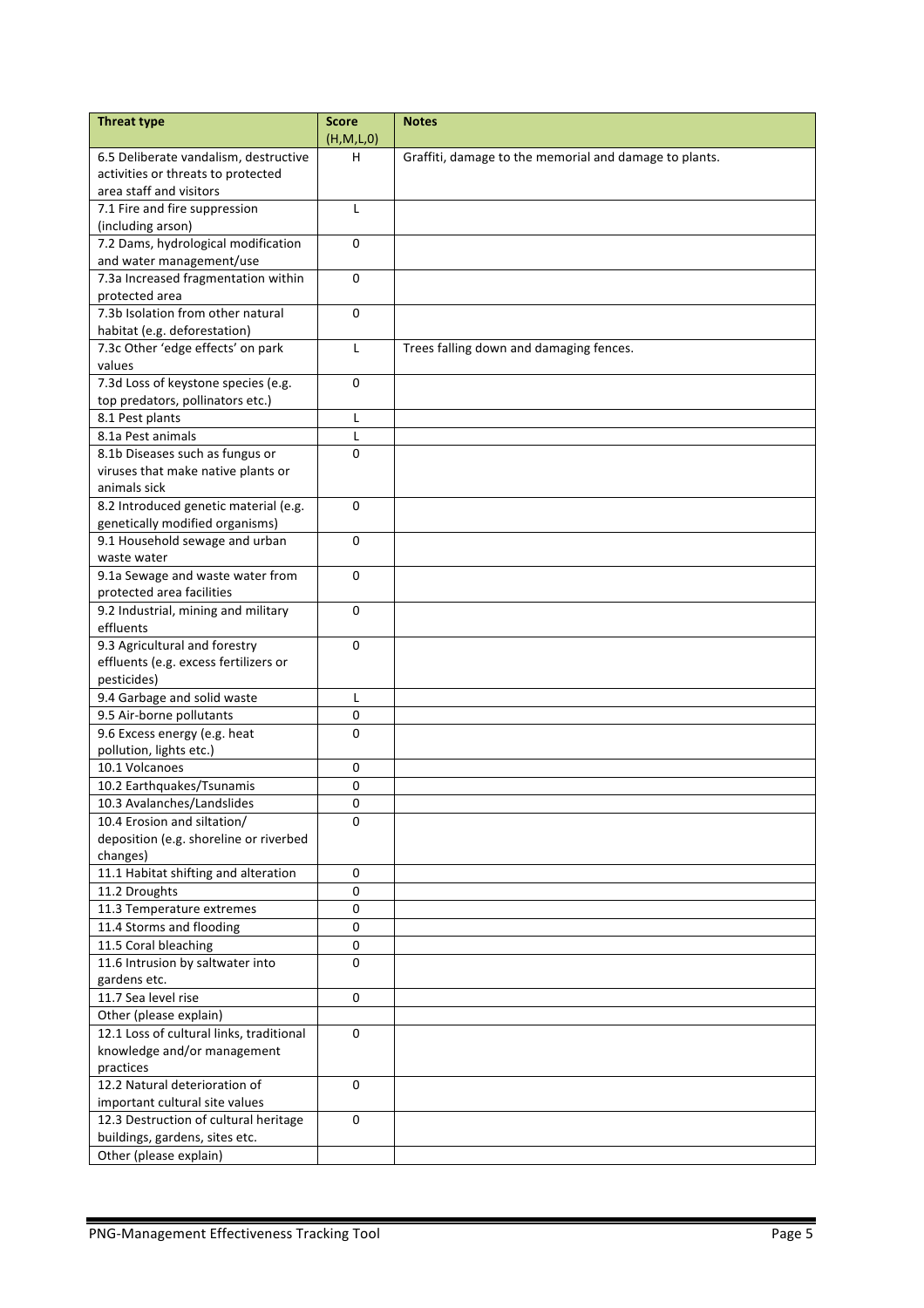| Threat type | Score (H,M,L,0) | Notes |
|---|---|---|
| 6.5 Deliberate vandalism, destructive activities or threats to protected area staff and visitors | H | Graffiti, damage to the memorial and damage to plants. |
| 7.1 Fire and fire suppression (including arson) | L | |
| 7.2 Dams, hydrological modification and water management/use | 0 | |
| 7.3a Increased fragmentation within protected area | 0 | |
| 7.3b Isolation from other natural habitat (e.g. deforestation) | 0 | |
| 7.3c Other 'edge effects' on park values | L | Trees falling down and damaging fences. |
| 7.3d Loss of keystone species (e.g. top predators, pollinators etc.) | 0 | |
| 8.1 Pest plants | L | |
| 8.1a Pest animals | L | |
| 8.1b Diseases such as fungus or viruses that make native plants or animals sick | 0 | |
| 8.2 Introduced genetic material (e.g. genetically modified organisms) | 0 | |
| 9.1 Household sewage and urban waste water | 0 | |
| 9.1a Sewage and waste water from protected area facilities | 0 | |
| 9.2 Industrial, mining and military effluents | 0 | |
| 9.3 Agricultural and forestry effluents (e.g. excess fertilizers or pesticides) | 0 | |
| 9.4 Garbage and solid waste | L | |
| 9.5 Air-borne pollutants | 0 | |
| 9.6 Excess energy (e.g. heat pollution, lights etc.) | 0 | |
| 10.1 Volcanoes | 0 | |
| 10.2 Earthquakes/Tsunamis | 0 | |
| 10.3 Avalanches/Landslides | 0 | |
| 10.4 Erosion and siltation/ deposition (e.g. shoreline or riverbed changes) | 0 | |
| 11.1 Habitat shifting and alteration | 0 | |
| 11.2 Droughts | 0 | |
| 11.3 Temperature extremes | 0 | |
| 11.4 Storms and flooding | 0 | |
| 11.5 Coral bleaching | 0 | |
| 11.6 Intrusion by saltwater into gardens etc. | 0 | |
| 11.7 Sea level rise | 0 | |
| Other (please explain) | | |
| 12.1 Loss of cultural links, traditional knowledge and/or management practices | 0 | |
| 12.2 Natural deterioration of important cultural site values | 0 | |
| 12.3 Destruction of cultural heritage buildings, gardens, sites etc. | 0 | |
| Other (please explain) | | |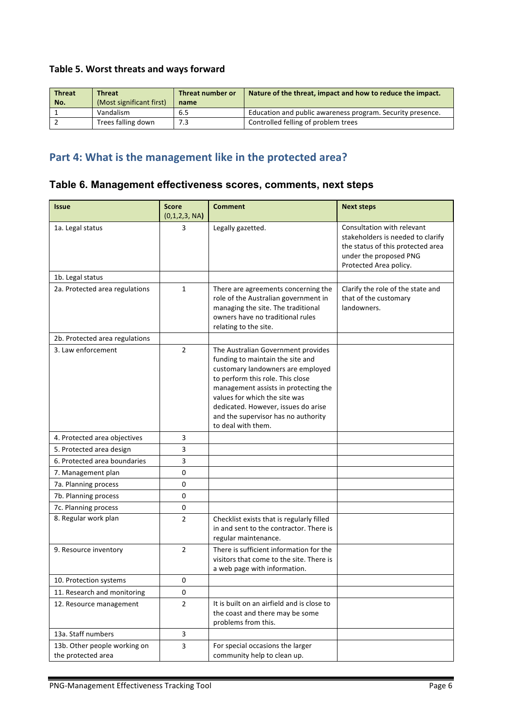### Table 5. Worst threats and ways forward

| Threat No. | Threat (Most significant first) | Threat number or name | Nature of the threat, impact and how to reduce the impact. |
|---|---|---|---|
| 1 | Vandalism | 6.5 | Education and public awareness program. Security presence. |
| 2 | Trees falling down | 7.3 | Controlled felling of problem trees |

## Part 4: What is the management like in the protected area?

### Table 6. Management effectiveness scores, comments, next steps

| Issue | Score (0,1,2,3, NA) | Comment | Next steps |
|---|---|---|---|
| 1a. Legal status | 3 | Legally gazetted. | Consultation with relevant stakeholders is needed to clarify the status of this protected area under the proposed PNG Protected Area policy. |
| 1b. Legal status | | | |
| 2a. Protected area regulations | 1 | There are agreements concerning the role of the Australian government in managing the site. The traditional owners have no traditional rules relating to the site. | Clarify the role of the state and that of the customary landowners. |
| 2b. Protected area regulations | | | |
| 3. Law enforcement | 2 | The Australian Government provides funding to maintain the site and customary landowners are employed to perform this role. This close management assists in protecting the values for which the site was dedicated. However, issues do arise and the supervisor has no authority to deal with them. | |
| 4. Protected area objectives | 3 | | |
| 5. Protected area design | 3 | | |
| 6. Protected area boundaries | 3 | | |
| 7. Management plan | 0 | | |
| 7a. Planning process | 0 | | |
| 7b. Planning process | 0 | | |
| 7c. Planning process | 0 | | |
| 8. Regular work plan | 2 | Checklist exists that is regularly filled in and sent to the contractor. There is regular maintenance. | |
| 9. Resource inventory | 2 | There is sufficient information for the visitors that come to the site. There is a web page with information. | |
| 10. Protection systems | 0 | | |
| 11. Research and monitoring | 0 | | |
| 12. Resource management | 2 | It is built on an airfield and is close to the coast and there may be some problems from this. | |
| 13a. Staff numbers | 3 | | |
| 13b. Other people working on the protected area | 3 | For special occasions the larger community help to clean up. | |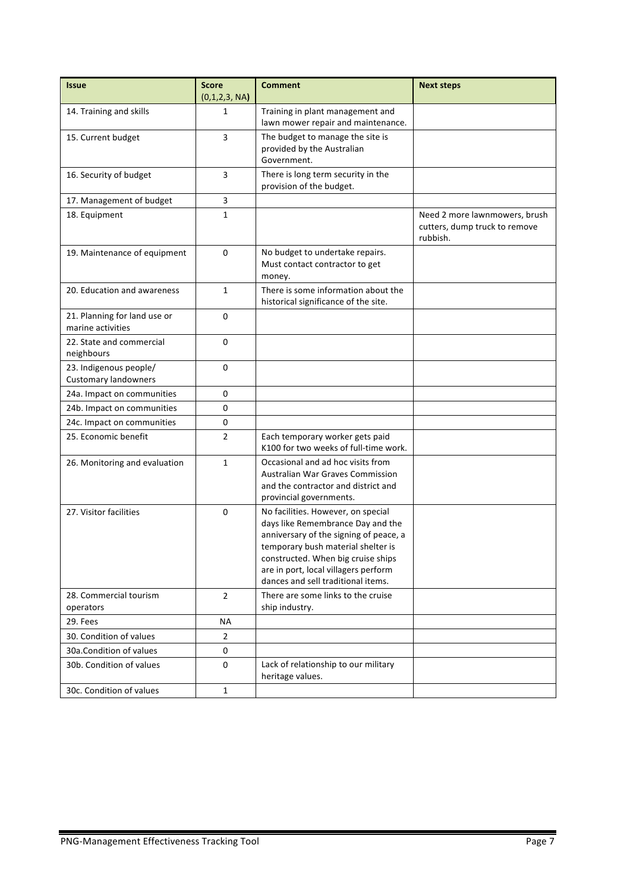| Issue | Score (0,1,2,3, NA) | Comment | Next steps |
|---|---|---|---|
| 14. Training and skills | 1 | Training in plant management and lawn mower repair and maintenance. | |
| 15. Current budget | 3 | The budget to manage the site is provided by the Australian Government. | |
| 16. Security of budget | 3 | There is long term security in the provision of the budget. | |
| 17. Management of budget | 3 | | |
| 18. Equipment | 1 | | Need 2 more lawnmowers, brush cutters, dump truck to remove rubbish. |
| 19. Maintenance of equipment | 0 | No budget to undertake repairs. Must contact contractor to get money. | |
| 20. Education and awareness | 1 | There is some information about the historical significance of the site. | |
| 21. Planning for land use or marine activities | 0 | | |
| 22. State and commercial neighbours | 0 | | |
| 23. Indigenous people/ Customary landowners | 0 | | |
| 24a. Impact on communities | 0 | | |
| 24b. Impact on communities | 0 | | |
| 24c. Impact on communities | 0 | | |
| 25. Economic benefit | 2 | Each temporary worker gets paid K100 for two weeks of full-time work. | |
| 26. Monitoring and evaluation | 1 | Occasional and ad hoc visits from Australian War Graves Commission and the contractor and district and provincial governments. | |
| 27. Visitor facilities | 0 | No facilities. However, on special days like Remembrance Day and the anniversary of the signing of peace, a temporary bush material shelter is constructed. When big cruise ships are in port, local villagers perform dances and sell traditional items. | |
| 28. Commercial tourism operators | 2 | There are some links to the cruise ship industry. | |
| 29. Fees | NA | | |
| 30. Condition of values | 2 | | |
| 30a.Condition of values | 0 | | |
| 30b. Condition of values | 0 | Lack of relationship to our military heritage values. | |
| 30c. Condition of values | 1 | | |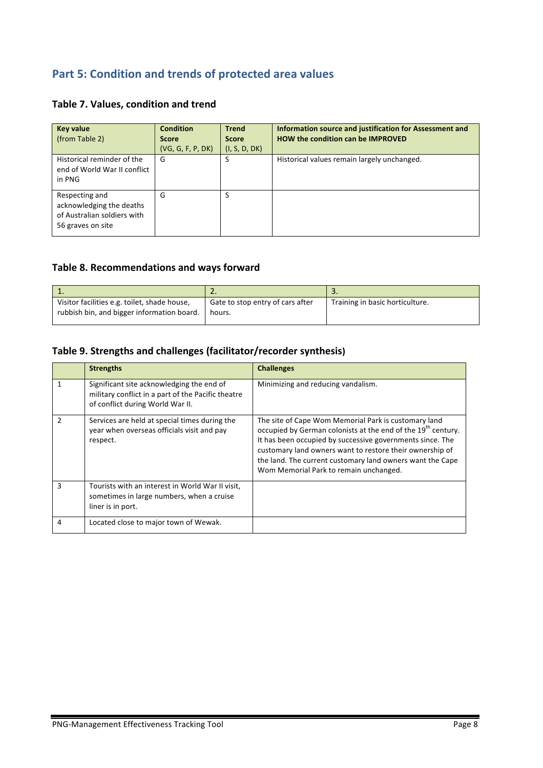## Part 5: Condition and trends of protected area values

### Table 7. Values, condition and trend

| **Key value** (from Table 2) | **Condition Score** (VG, G, F, P, DK) | **Trend Score** (I, S, D, DK) | **Information source and justification for Assessment and HOW the condition can be IMPROVED** |
|---|---|---|---|
| Historical reminder of the end of World War II conflict in PNG | G | S | Historical values remain largely unchanged. |
| Respecting and acknowledging the deaths of Australian soldiers with 56 graves on site | G | S | |

### Table 8. Recommendations and ways forward

| 1. | 2. | 3. |
|---|---|---|
| Visitor facilities e.g. toilet, shade house, rubbish bin, and bigger information board. | Gate to stop entry of cars after hours. | Training in basic horticulture. |

### Table 9. Strengths and challenges (facilitator/recorder synthesis)

| | **Strengths** | **Challenges** |
|---|---|---|
| 1 | Significant site acknowledging the end of military conflict in a part of the Pacific theatre of conflict during World War II. | Minimizing and reducing vandalism. |
| 2 | Services are held at special times during the year when overseas officials visit and pay respect. | The site of Cape Wom Memorial Park is customary land occupied by German colonists at the end of the 19th century. It has been occupied by successive governments since. The customary land owners want to restore their ownership of the land. The current customary land owners want the Cape Wom Memorial Park to remain unchanged. |
| 3 | Tourists with an interest in World War II visit, sometimes in large numbers, when a cruise liner is in port. | |
| 4 | Located close to major town of Wewak. | |